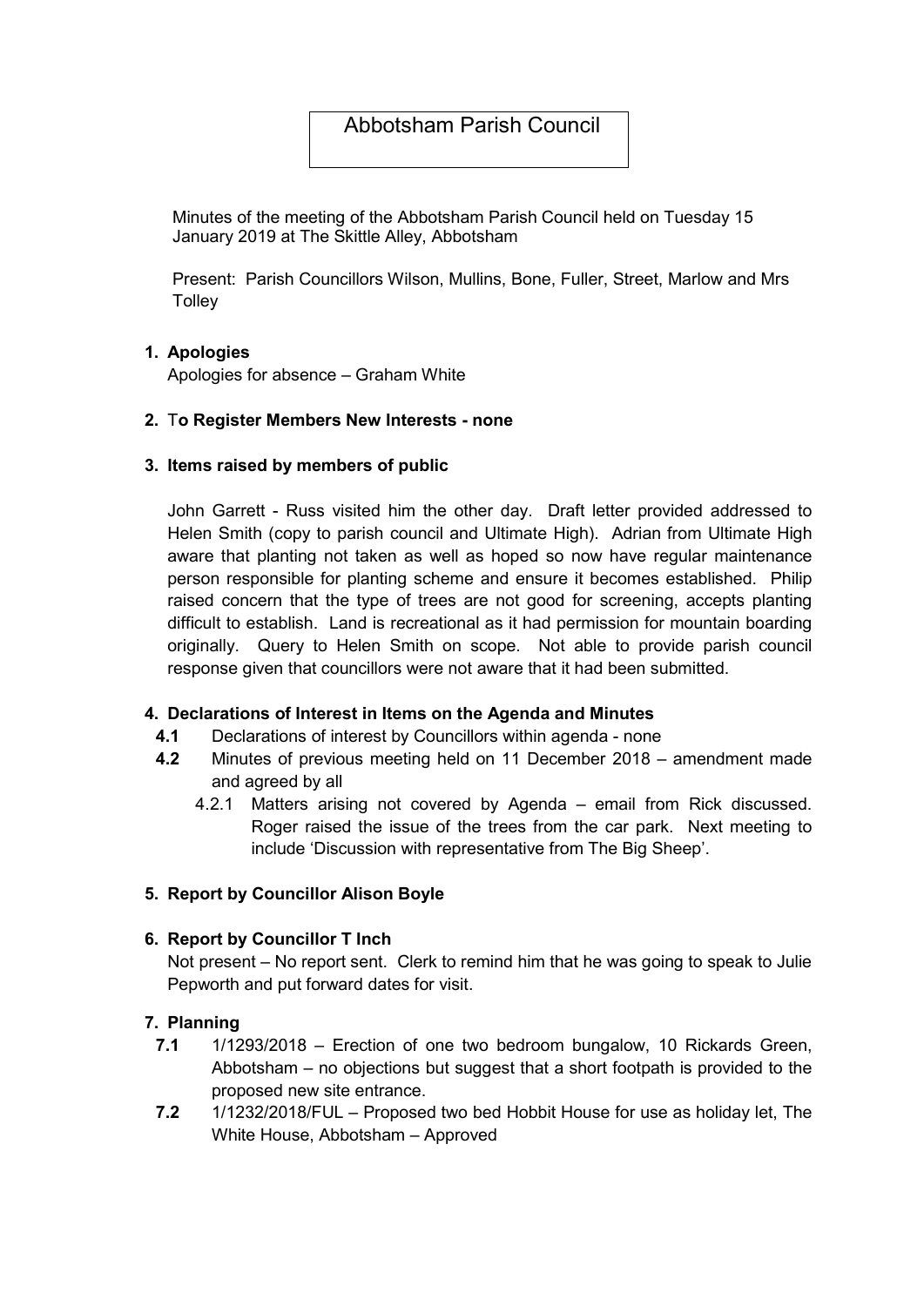# Abbotsham Parish Council

Minutes of the meeting of the Abbotsham Parish Council held on Tuesday 15 January 2019 at The Skittle Alley, Abbotsham

Present: Parish Councillors Wilson, Mullins, Bone, Fuller, Street, Marlow and Mrs Tolley

**1. Apologies**

Apologies for absence – Graham White

**2. To Register Members New Interests - none**

**3. Items raised by members of public**

John Garrett - Russ visited him the other day. Draft letter provided addressed to Helen Smith (copy to parish council and Ultimate High). Adrian from Ultimate High aware that planting not taken as well as hoped so now have regular maintenance person responsible for planting scheme and ensure it becomes established. Philip raised concern that the type of trees are not good for screening, accepts planting difficult to establish. Land is recreational as it had permission for mountain boarding originally. Query to Helen Smith on scope. Not able to provide parish council response given that councillors were not aware that it had been submitted.

**4. Declarations of Interest in Items on the Agenda and Minutes**

**4.1** Declarations of interest by Councillors within agenda - none

**4.2** Minutes of previous meeting held on 11 December 2018 – amendment made and agreed by all

4.2.1 Matters arising not covered by Agenda – email from Rick discussed. Roger raised the issue of the trees from the car park. Next meeting to include 'Discussion with representative from The Big Sheep'.

**5. Report by Councillor Alison Boyle**

**6. Report by Councillor T Inch**

Not present – No report sent. Clerk to remind him that he was going to speak to Julie Pepworth and put forward dates for visit.

**7. Planning**

**7.1** 1/1293/2018 – Erection of one two bedroom bungalow, 10 Rickards Green, Abbotsham – no objections but suggest that a short footpath is provided to the proposed new site entrance.

**7.2** 1/1232/2018/FUL – Proposed two bed Hobbit House for use as holiday let, The White House, Abbotsham – Approved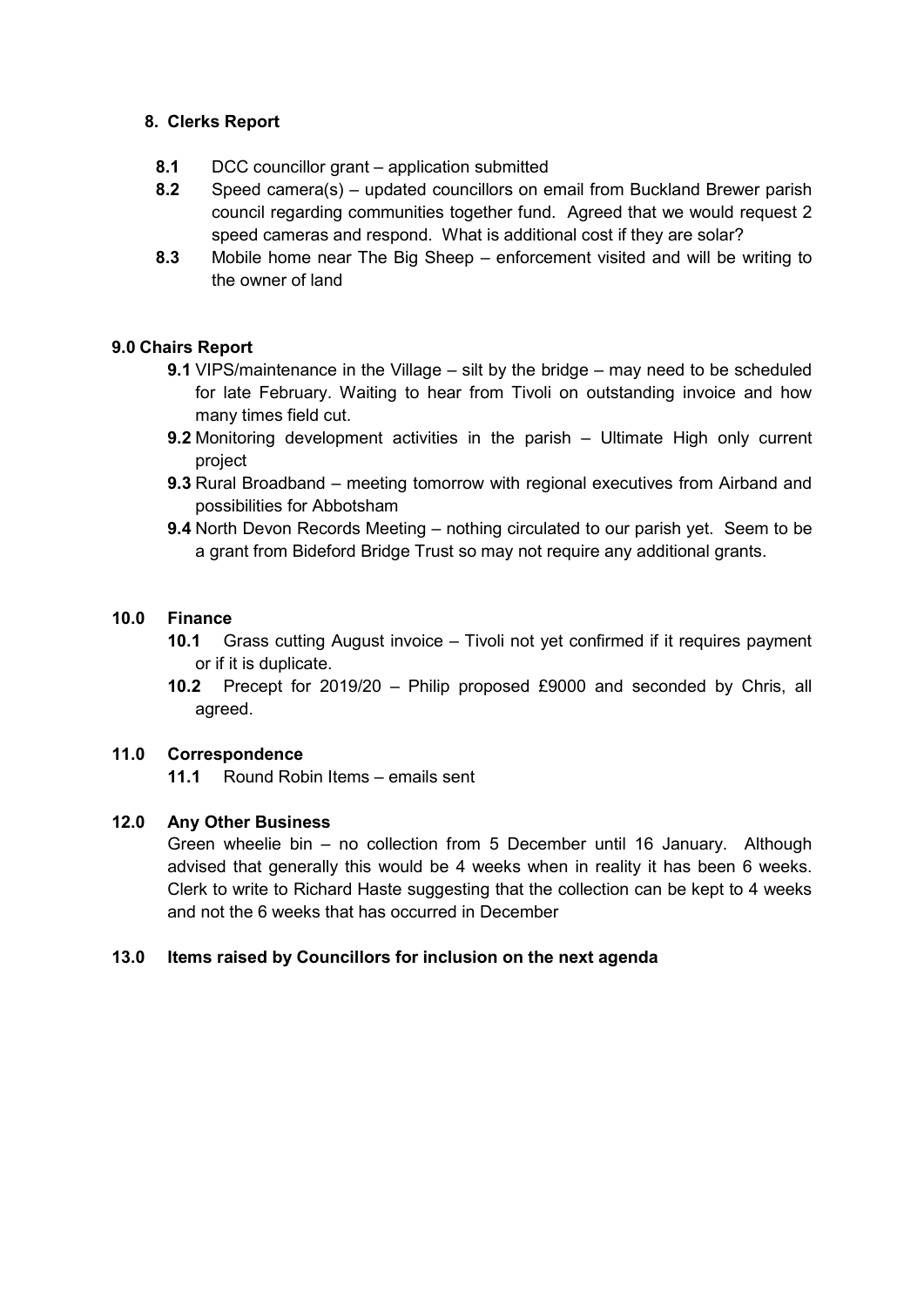## 8. Clerks Report

**8.1** DCC councillor grant – application submitted

**8.2** Speed camera(s) – updated councillors on email from Buckland Brewer parish council regarding communities together fund. Agreed that we would request 2 speed cameras and respond. What is additional cost if they are solar?

**8.3** Mobile home near The Big Sheep – enforcement visited and will be writing to the owner of land

## 9.0 Chairs Report

**9.1** VIPS/maintenance in the Village – silt by the bridge – may need to be scheduled for late February. Waiting to hear from Tivoli on outstanding invoice and how many times field cut.

**9.2** Monitoring development activities in the parish – Ultimate High only current project

**9.3** Rural Broadband – meeting tomorrow with regional executives from Airband and possibilities for Abbotsham

**9.4** North Devon Records Meeting – nothing circulated to our parish yet. Seem to be a grant from Bideford Bridge Trust so may not require any additional grants.

## 10.0 Finance

**10.1** Grass cutting August invoice – Tivoli not yet confirmed if it requires payment or if it is duplicate.

**10.2** Precept for 2019/20 – Philip proposed £9000 and seconded by Chris, all agreed.

## 11.0 Correspondence

**11.1** Round Robin Items – emails sent

## 12.0 Any Other Business

Green wheelie bin – no collection from 5 December until 16 January. Although advised that generally this would be 4 weeks when in reality it has been 6 weeks. Clerk to write to Richard Haste suggesting that the collection can be kept to 4 weeks and not the 6 weeks that has occurred in December

## 13.0 Items raised by Councillors for inclusion on the next agenda